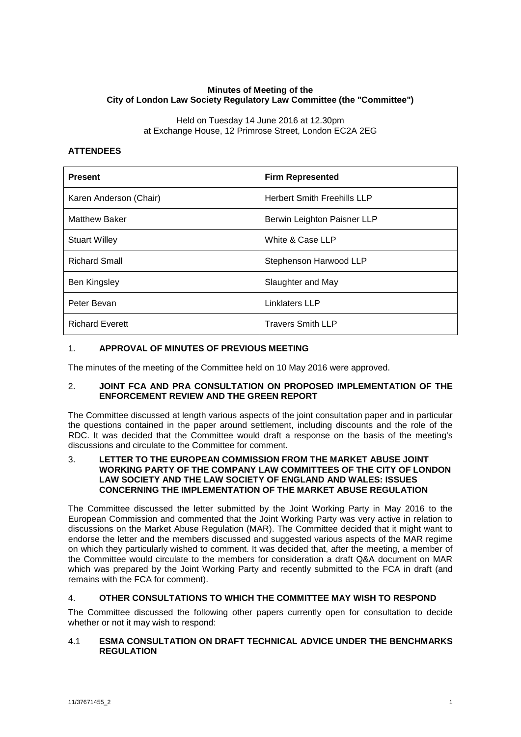**Minutes of Meeting of the City of London Law Society Regulatory Law Committee (the "Committee")**

Held on Tuesday 14 June 2016 at 12.30pm at Exchange House, 12 Primrose Street, London EC2A 2EG

## ATTENDEES

| Present | Firm Represented |
|---|---|
| Karen Anderson (Chair) | Herbert Smith Freehills LLP |
| Matthew Baker | Berwin Leighton Paisner LLP |
| Stuart Willey | White & Case LLP |
| Richard Small | Stephenson Harwood LLP |
| Ben Kingsley | Slaughter and May |
| Peter Bevan | Linklaters LLP |
| Richard Everett | Travers Smith LLP |

## 1. APPROVAL OF MINUTES OF PREVIOUS MEETING

The minutes of the meeting of the Committee held on 10 May 2016 were approved.

## 2. JOINT FCA AND PRA CONSULTATION ON PROPOSED IMPLEMENTATION OF THE ENFORCEMENT REVIEW AND THE GREEN REPORT

The Committee discussed at length various aspects of the joint consultation paper and in particular the questions contained in the paper around settlement, including discounts and the role of the RDC. It was decided that the Committee would draft a response on the basis of the meeting's discussions and circulate to the Committee for comment.

## 3. LETTER TO THE EUROPEAN COMMISSION FROM THE MARKET ABUSE JOINT WORKING PARTY OF THE COMPANY LAW COMMITTEES OF THE CITY OF LONDON LAW SOCIETY AND THE LAW SOCIETY OF ENGLAND AND WALES: ISSUES CONCERNING THE IMPLEMENTATION OF THE MARKET ABUSE REGULATION

The Committee discussed the letter submitted by the Joint Working Party in May 2016 to the European Commission and commented that the Joint Working Party was very active in relation to discussions on the Market Abuse Regulation (MAR). The Committee decided that it might want to endorse the letter and the members discussed and suggested various aspects of the MAR regime on which they particularly wished to comment. It was decided that, after the meeting, a member of the Committee would circulate to the members for consideration a draft Q&A document on MAR which was prepared by the Joint Working Party and recently submitted to the FCA in draft (and remains with the FCA for comment).

## 4. OTHER CONSULTATIONS TO WHICH THE COMMITTEE MAY WISH TO RESPOND

The Committee discussed the following other papers currently open for consultation to decide whether or not it may wish to respond:

### 4.1 ESMA CONSULTATION ON DRAFT TECHNICAL ADVICE UNDER THE BENCHMARKS REGULATION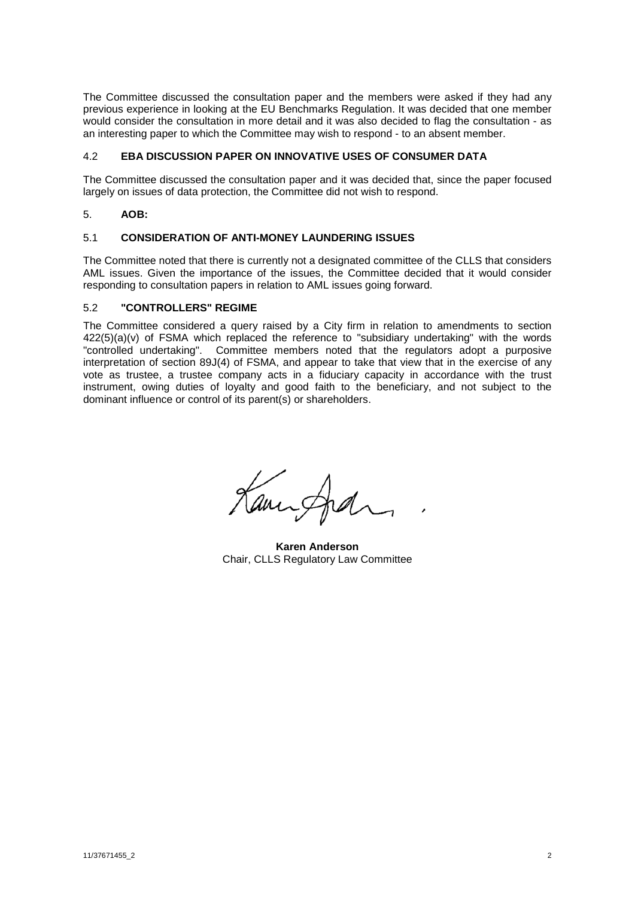The Committee discussed the consultation paper and the members were asked if they had any previous experience in looking at the EU Benchmarks Regulation. It was decided that one member would consider the consultation in more detail and it was also decided to flag the consultation - as an interesting paper to which the Committee may wish to respond - to an absent member.

### 4.2 EBA DISCUSSION PAPER ON INNOVATIVE USES OF CONSUMER DATA

The Committee discussed the consultation paper and it was decided that, since the paper focused largely on issues of data protection, the Committee did not wish to respond.

## 5. AOB:

### 5.1 CONSIDERATION OF ANTI-MONEY LAUNDERING ISSUES

The Committee noted that there is currently not a designated committee of the CLLS that considers AML issues. Given the importance of the issues, the Committee decided that it would consider responding to consultation papers in relation to AML issues going forward.

### 5.2 "CONTROLLERS" REGIME

The Committee considered a query raised by a City firm in relation to amendments to section 422(5)(a)(v) of FSMA which replaced the reference to "subsidiary undertaking" with the words "controlled undertaking". Committee members noted that the regulators adopt a purposive interpretation of section 89J(4) of FSMA, and appear to take that view that in the exercise of any vote as trustee, a trustee company acts in a fiduciary capacity in accordance with the trust instrument, owing duties of loyalty and good faith to the beneficiary, and not subject to the dominant influence or control of its parent(s) or shareholders.

**Karen Anderson**
Chair, CLLS Regulatory Law Committee

11/37671455_2